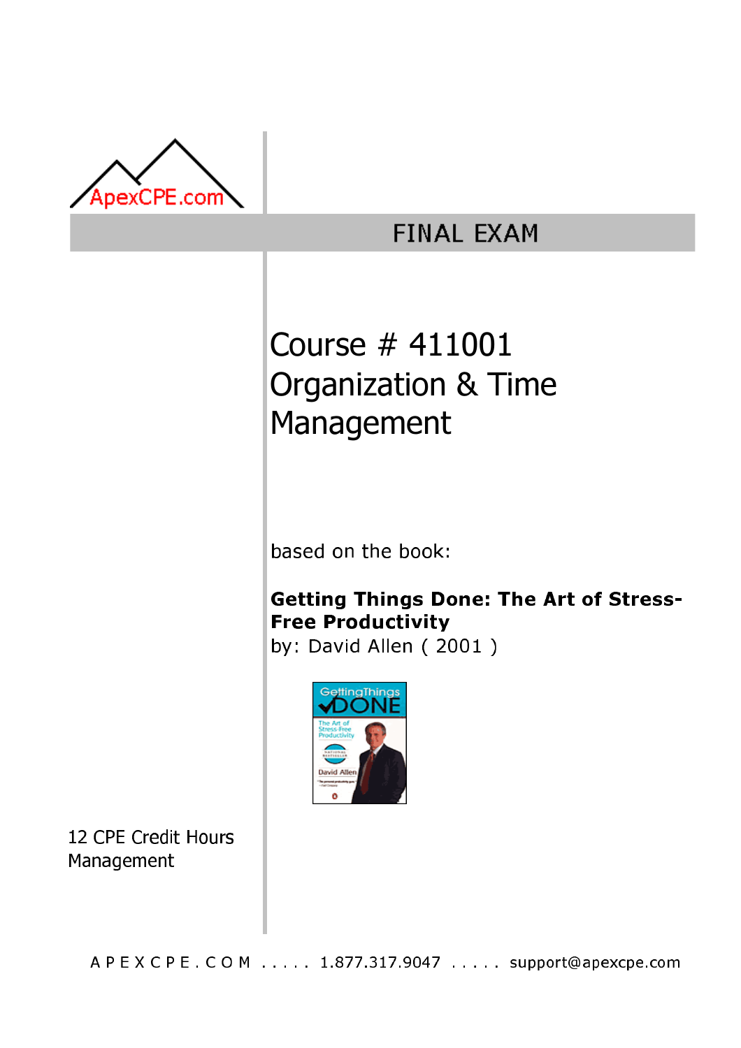ApexCPE.com

# FINAL EXAM

## Course # 411001 Organization & Time Management

based on the book:

**Getting Things Done: The Art of Stress-Free Productivity**
by: David Allen ( 2001 )

12 CPE Credit Hours
Management

A P E X C P E . C O M ..... 1.877.317.9047 ..... support@apexcpe.com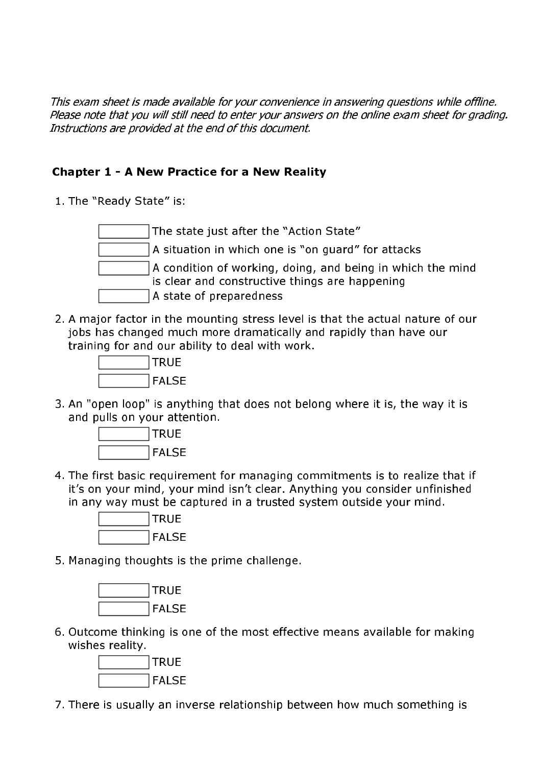*This exam sheet is made available for your convenience in answering questions while offline. Please note that you will still need to enter your answers on the online exam sheet for grading. Instructions are provided at the end of this document.*

## Chapter 1 - A New Practice for a New Reality

1. The "Ready State" is:

   - [ ] The state just after the "Action State"
   - [ ] A situation in which one is "on guard" for attacks
   - [ ] A condition of working, doing, and being in which the mind is clear and constructive things are happening
   - [ ] A state of preparedness

2. A major factor in the mounting stress level is that the actual nature of our jobs has changed much more dramatically and rapidly than have our training for and our ability to deal with work.

   - [ ] TRUE
   - [ ] FALSE

3. An "open loop" is anything that does not belong where it is, the way it is and pulls on your attention.

   - [ ] TRUE
   - [ ] FALSE

4. The first basic requirement for managing commitments is to realize that if it's on your mind, your mind isn't clear. Anything you consider unfinished in any way must be captured in a trusted system outside your mind.

   - [ ] TRUE
   - [ ] FALSE

5. Managing thoughts is the prime challenge.

   - [ ] TRUE
   - [ ] FALSE

6. Outcome thinking is one of the most effective means available for making wishes reality.

   - [ ] TRUE
   - [ ] FALSE

7. There is usually an inverse relationship between how much something is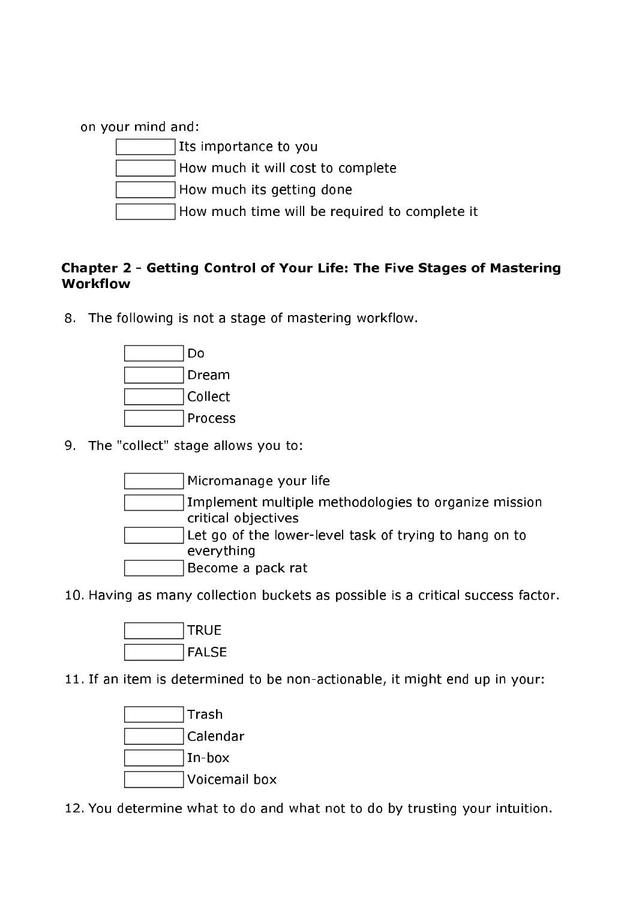on your mind and:

- [ ] Its importance to you
- [ ] How much it will cost to complete
- [ ] How much its getting done
- [ ] How much time will be required to complete it

### Chapter 2 - Getting Control of Your Life: The Five Stages of Mastering Workflow

8. The following is not a stage of mastering workflow.

- [ ] Do
- [ ] Dream
- [ ] Collect
- [ ] Process

9. The "collect" stage allows you to:

- [ ] Micromanage your life
- [ ] Implement multiple methodologies to organize mission critical objectives
- [ ] Let go of the lower-level task of trying to hang on to everything
- [ ] Become a pack rat

10. Having as many collection buckets as possible is a critical success factor.

- [ ] TRUE
- [ ] FALSE

11. If an item is determined to be non-actionable, it might end up in your:

- [ ] Trash
- [ ] Calendar
- [ ] In-box
- [ ] Voicemail box

12. You determine what to do and what not to do by trusting your intuition.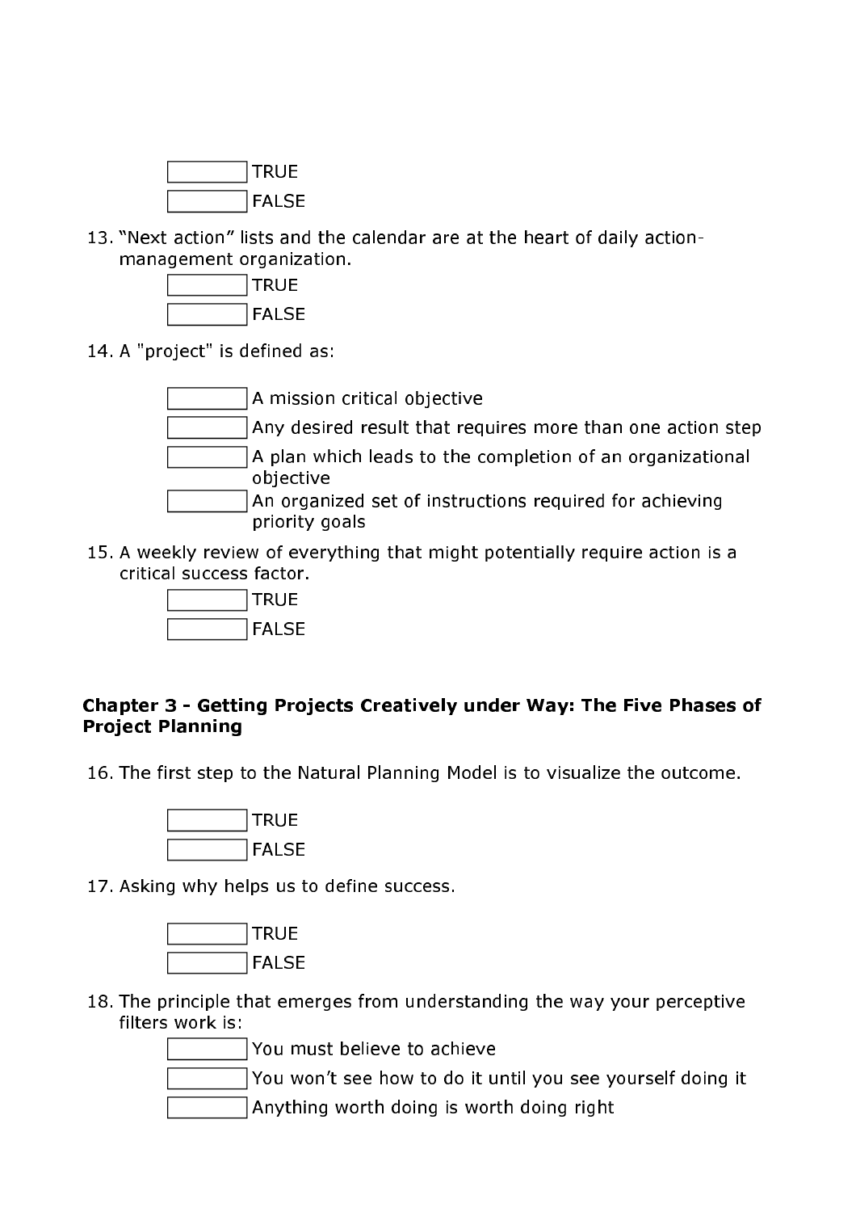- [ ] TRUE
- [ ] FALSE

13. "Next action" lists and the calendar are at the heart of daily action-management organization.
    - [ ] TRUE
    - [ ] FALSE

14. A "project" is defined as:
    - [ ] A mission critical objective
    - [ ] Any desired result that requires more than one action step
    - [ ] A plan which leads to the completion of an organizational objective
    - [ ] An organized set of instructions required for achieving priority goals

15. A weekly review of everything that might potentially require action is a critical success factor.
    - [ ] TRUE
    - [ ] FALSE

**Chapter 3 - Getting Projects Creatively under Way: The Five Phases of Project Planning**

16. The first step to the Natural Planning Model is to visualize the outcome.
    - [ ] TRUE
    - [ ] FALSE

17. Asking why helps us to define success.
    - [ ] TRUE
    - [ ] FALSE

18. The principle that emerges from understanding the way your perceptive filters work is:
    - [ ] You must believe to achieve
    - [ ] You won't see how to do it until you see yourself doing it
    - [ ] Anything worth doing is worth doing right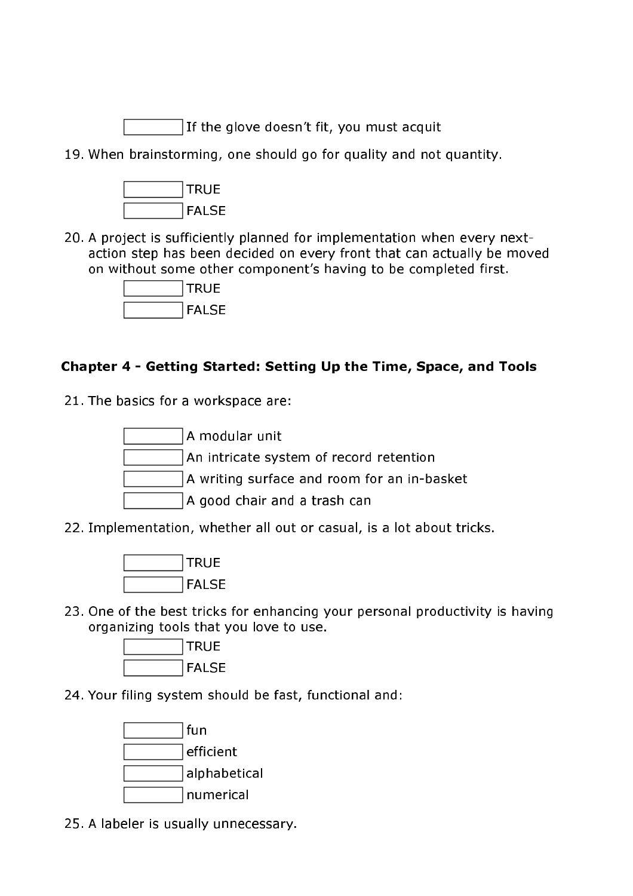- [ ] If the glove doesn't fit, you must acquit

19. When brainstorming, one should go for quality and not quantity.

- [ ] TRUE
- [ ] FALSE

20. A project is sufficiently planned for implementation when every next-action step has been decided on every front that can actually be moved on without some other component's having to be completed first.

- [ ] TRUE
- [ ] FALSE

**Chapter 4 - Getting Started: Setting Up the Time, Space, and Tools**

21. The basics for a workspace are:

- [ ] A modular unit
- [ ] An intricate system of record retention
- [ ] A writing surface and room for an in-basket
- [ ] A good chair and a trash can

22. Implementation, whether all out or casual, is a lot about tricks.

- [ ] TRUE
- [ ] FALSE

23. One of the best tricks for enhancing your personal productivity is having organizing tools that you love to use.

- [ ] TRUE
- [ ] FALSE

24. Your filing system should be fast, functional and:

- [ ] fun
- [ ] efficient
- [ ] alphabetical
- [ ] numerical

25. A labeler is usually unnecessary.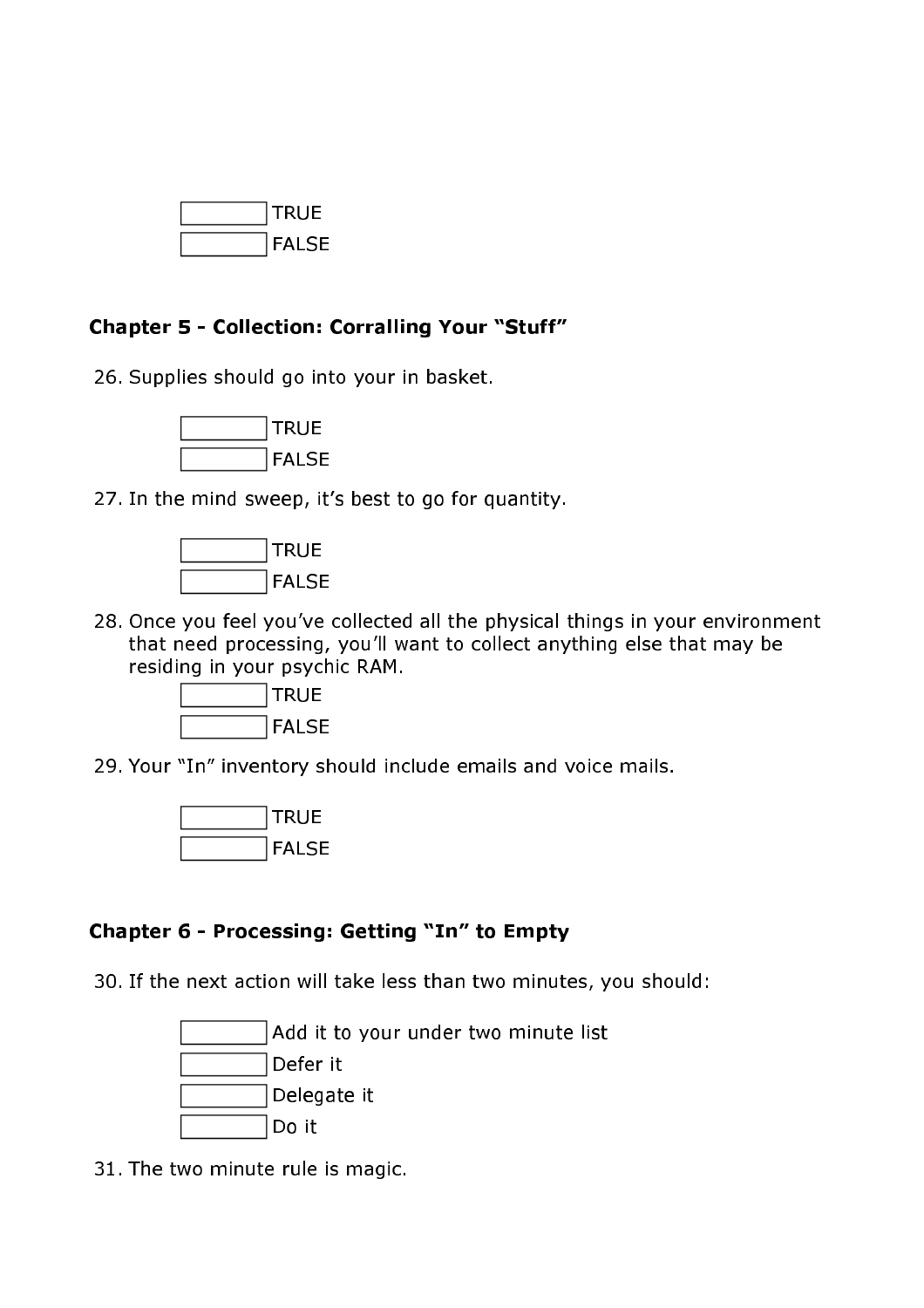- [ ] TRUE
- [ ] FALSE

## Chapter 5 - Collection: Corralling Your "Stuff"

26. Supplies should go into your in basket.

- [ ] TRUE
- [ ] FALSE

27. In the mind sweep, it's best to go for quantity.

- [ ] TRUE
- [ ] FALSE

28. Once you feel you've collected all the physical things in your environment that need processing, you'll want to collect anything else that may be residing in your psychic RAM.

- [ ] TRUE
- [ ] FALSE

29. Your "In" inventory should include emails and voice mails.

- [ ] TRUE
- [ ] FALSE

## Chapter 6 - Processing: Getting "In" to Empty

30. If the next action will take less than two minutes, you should:

- [ ] Add it to your under two minute list
- [ ] Defer it
- [ ] Delegate it
- [ ] Do it

31. The two minute rule is magic.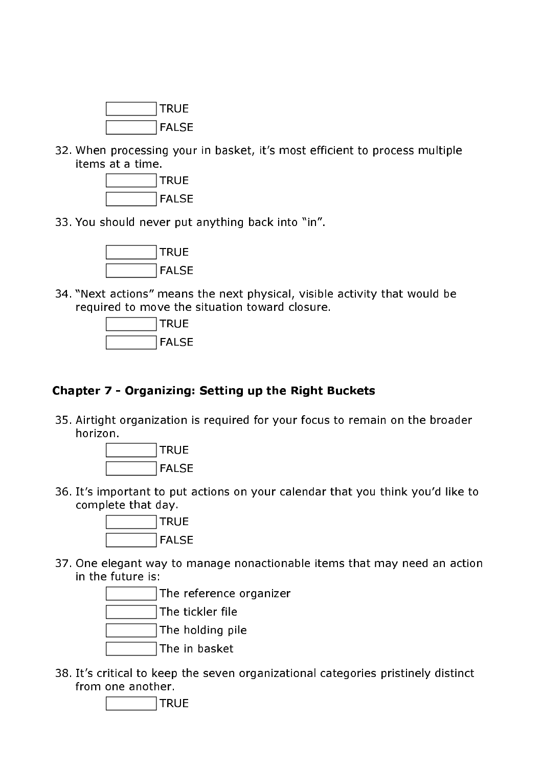- [ ] TRUE
- [ ] FALSE

32. When processing your in basket, it's most efficient to process multiple items at a time.
    - [ ] TRUE
    - [ ] FALSE

33. You should never put anything back into "in".
    - [ ] TRUE
    - [ ] FALSE

34. "Next actions" means the next physical, visible activity that would be required to move the situation toward closure.
    - [ ] TRUE
    - [ ] FALSE

### Chapter 7 - Organizing: Setting up the Right Buckets

35. Airtight organization is required for your focus to remain on the broader horizon.
    - [ ] TRUE
    - [ ] FALSE

36. It's important to put actions on your calendar that you think you'd like to complete that day.
    - [ ] TRUE
    - [ ] FALSE

37. One elegant way to manage nonactionable items that may need an action in the future is:
    - [ ] The reference organizer
    - [ ] The tickler file
    - [ ] The holding pile
    - [ ] The in basket

38. It's critical to keep the seven organizational categories pristinely distinct from one another.
    - [ ] TRUE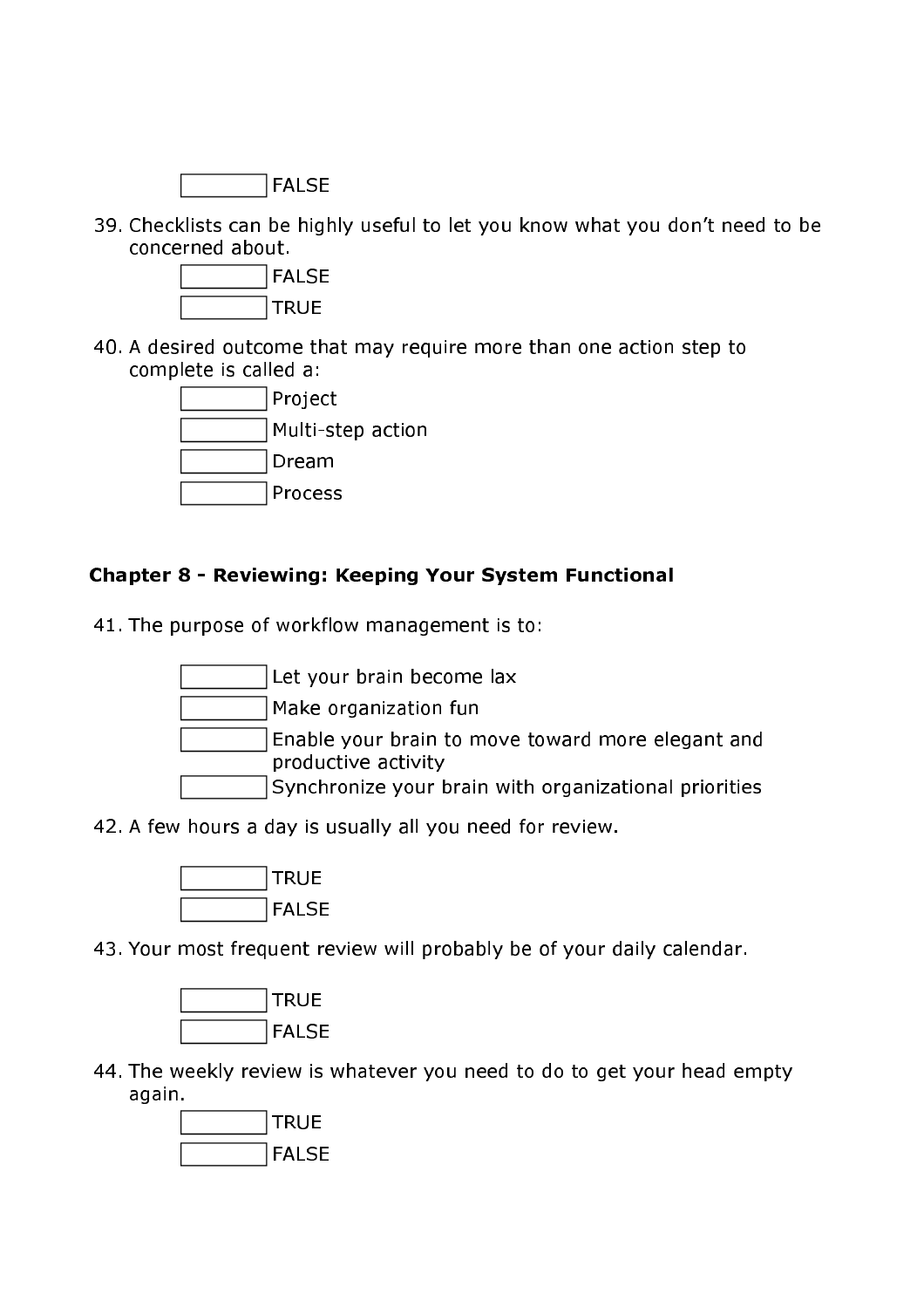- [ ] FALSE

39. Checklists can be highly useful to let you know what you don't need to be concerned about.
    - [ ] FALSE
    - [ ] TRUE

40. A desired outcome that may require more than one action step to complete is called a:
    - [ ] Project
    - [ ] Multi-step action
    - [ ] Dream
    - [ ] Process

### Chapter 8 - Reviewing: Keeping Your System Functional

41. The purpose of workflow management is to:
    - [ ] Let your brain become lax
    - [ ] Make organization fun
    - [ ] Enable your brain to move toward more elegant and productive activity
    - [ ] Synchronize your brain with organizational priorities

42. A few hours a day is usually all you need for review.
    - [ ] TRUE
    - [ ] FALSE

43. Your most frequent review will probably be of your daily calendar.
    - [ ] TRUE
    - [ ] FALSE

44. The weekly review is whatever you need to do to get your head empty again.
    - [ ] TRUE
    - [ ] FALSE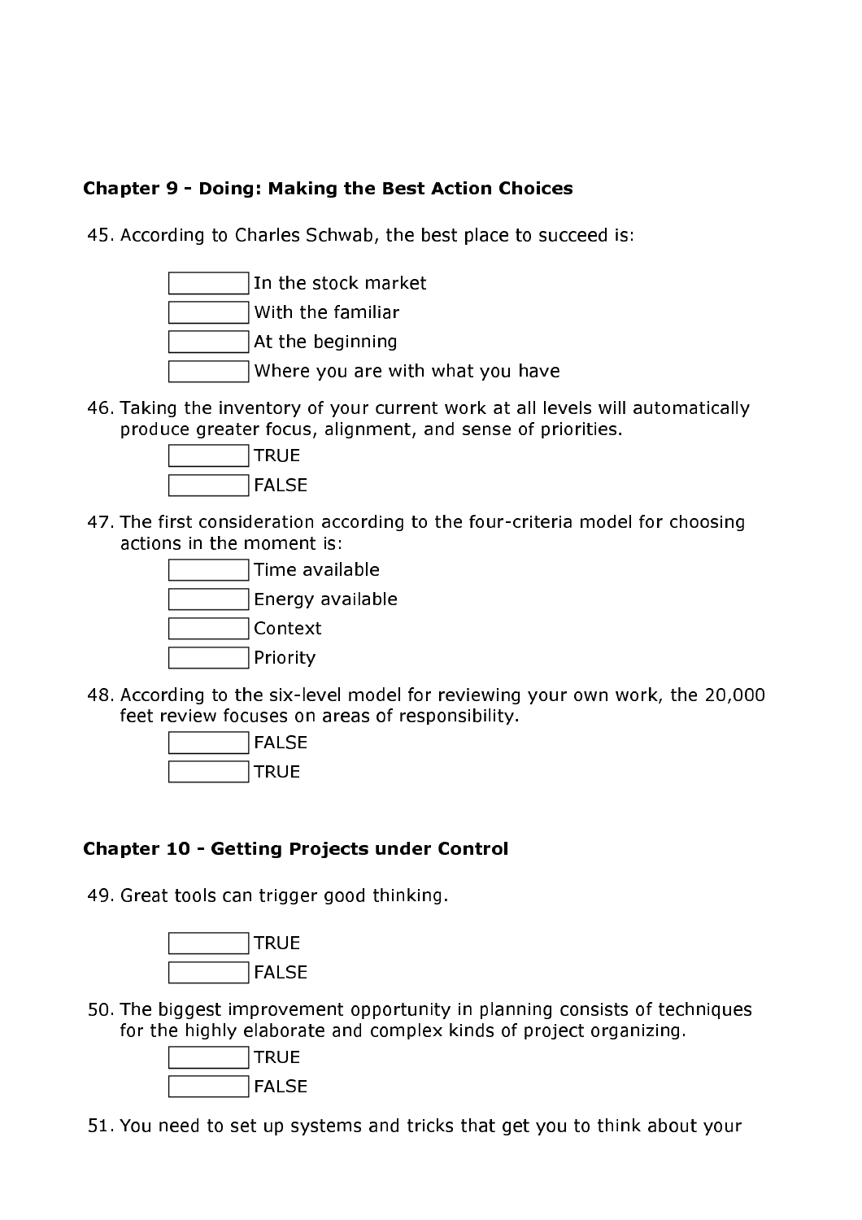### Chapter 9 - Doing: Making the Best Action Choices

45. According to Charles Schwab, the best place to succeed is:

- [ ] In the stock market
- [ ] With the familiar
- [ ] At the beginning
- [ ] Where you are with what you have

46. Taking the inventory of your current work at all levels will automatically produce greater focus, alignment, and sense of priorities.

- [ ] TRUE
- [ ] FALSE

47. The first consideration according to the four-criteria model for choosing actions in the moment is:

- [ ] Time available
- [ ] Energy available
- [ ] Context
- [ ] Priority

48. According to the six-level model for reviewing your own work, the 20,000 feet review focuses on areas of responsibility.

- [ ] FALSE
- [ ] TRUE

### Chapter 10 - Getting Projects under Control

49. Great tools can trigger good thinking.

- [ ] TRUE
- [ ] FALSE

50. The biggest improvement opportunity in planning consists of techniques for the highly elaborate and complex kinds of project organizing.

- [ ] TRUE
- [ ] FALSE

51. You need to set up systems and tricks that get you to think about your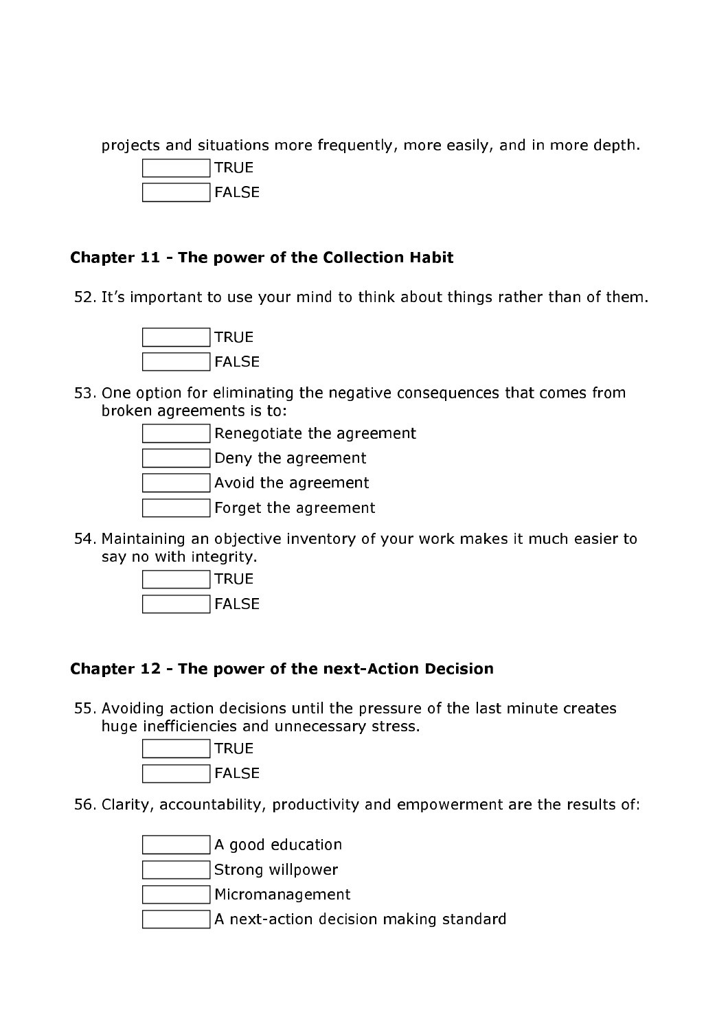projects and situations more frequently, more easily, and in more depth.

- [ ] TRUE
- [ ] FALSE

### Chapter 11 - The power of the Collection Habit

52. It's important to use your mind to think about things rather than of them.

- [ ] TRUE
- [ ] FALSE

53. One option for eliminating the negative consequences that comes from broken agreements is to:

- [ ] Renegotiate the agreement
- [ ] Deny the agreement
- [ ] Avoid the agreement
- [ ] Forget the agreement

54. Maintaining an objective inventory of your work makes it much easier to say no with integrity.

- [ ] TRUE
- [ ] FALSE

### Chapter 12 - The power of the next-Action Decision

55. Avoiding action decisions until the pressure of the last minute creates huge inefficiencies and unnecessary stress.

- [ ] TRUE
- [ ] FALSE

56. Clarity, accountability, productivity and empowerment are the results of:

- [ ] A good education
- [ ] Strong willpower
- [ ] Micromanagement
- [ ] A next-action decision making standard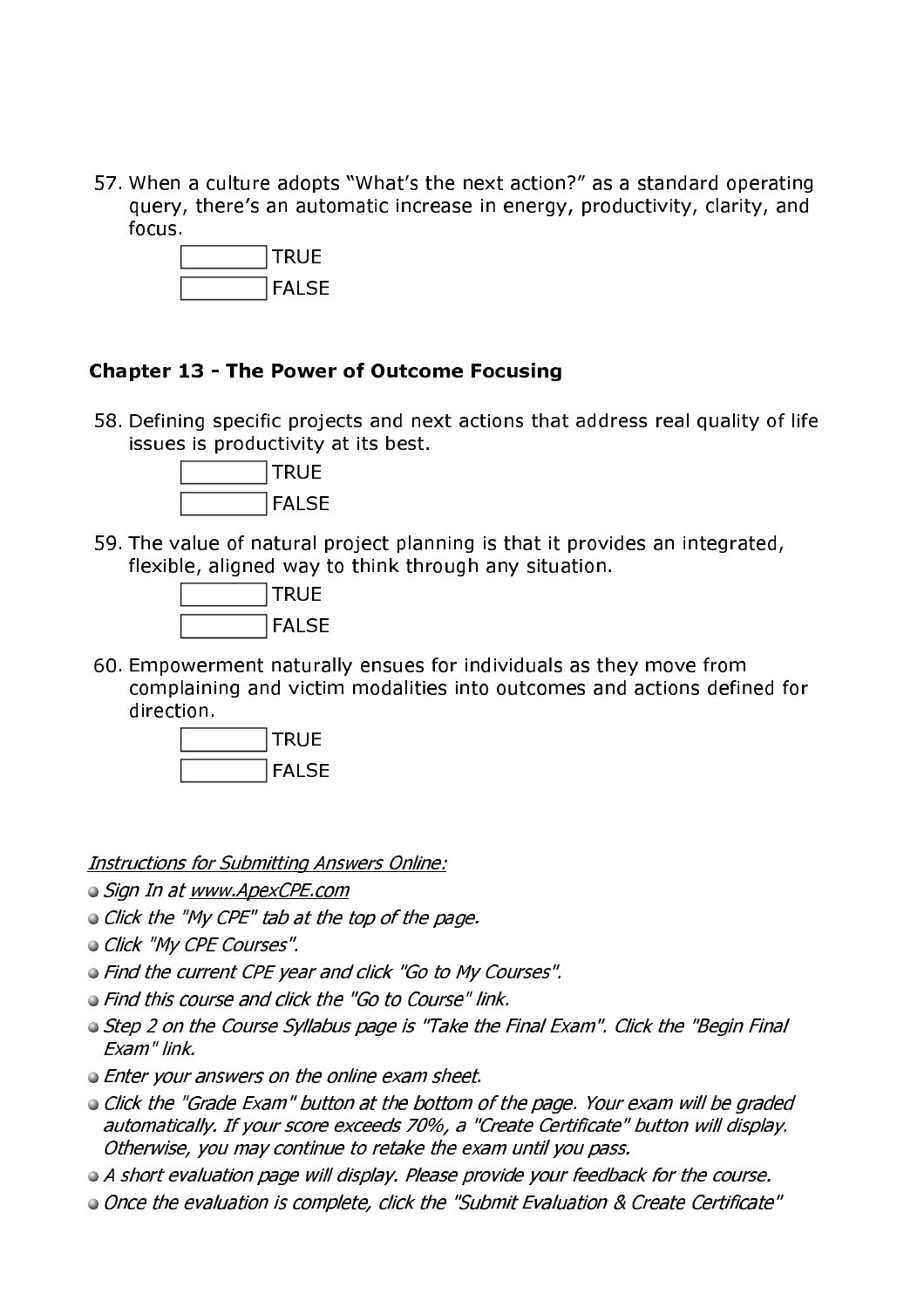57. When a culture adopts "What's the next action?" as a standard operating query, there's an automatic increase in energy, productivity, clarity, and focus.

    - [ ] TRUE
    - [ ] FALSE

### Chapter 13 - The Power of Outcome Focusing

58. Defining specific projects and next actions that address real quality of life issues is productivity at its best.

    - [ ] TRUE
    - [ ] FALSE

59. The value of natural project planning is that it provides an integrated, flexible, aligned way to think through any situation.

    - [ ] TRUE
    - [ ] FALSE

60. Empowerment naturally ensues for individuals as they move from complaining and victim modalities into outcomes and actions defined for direction.

    - [ ] TRUE
    - [ ] FALSE

*Instructions for Submitting Answers Online:*

- *Sign In at www.ApexCPE.com*
- *Click the "My CPE" tab at the top of the page.*
- *Click "My CPE Courses".*
- *Find the current CPE year and click "Go to My Courses".*
- *Find this course and click the "Go to Course" link.*
- *Step 2 on the Course Syllabus page is "Take the Final Exam". Click the "Begin Final Exam" link.*
- *Enter your answers on the online exam sheet.*
- *Click the "Grade Exam" button at the bottom of the page. Your exam will be graded automatically. If your score exceeds 70%, a "Create Certificate" button will display. Otherwise, you may continue to retake the exam until you pass.*
- *A short evaluation page will display. Please provide your feedback for the course.*
- *Once the evaluation is complete, click the "Submit Evaluation & Create Certificate"*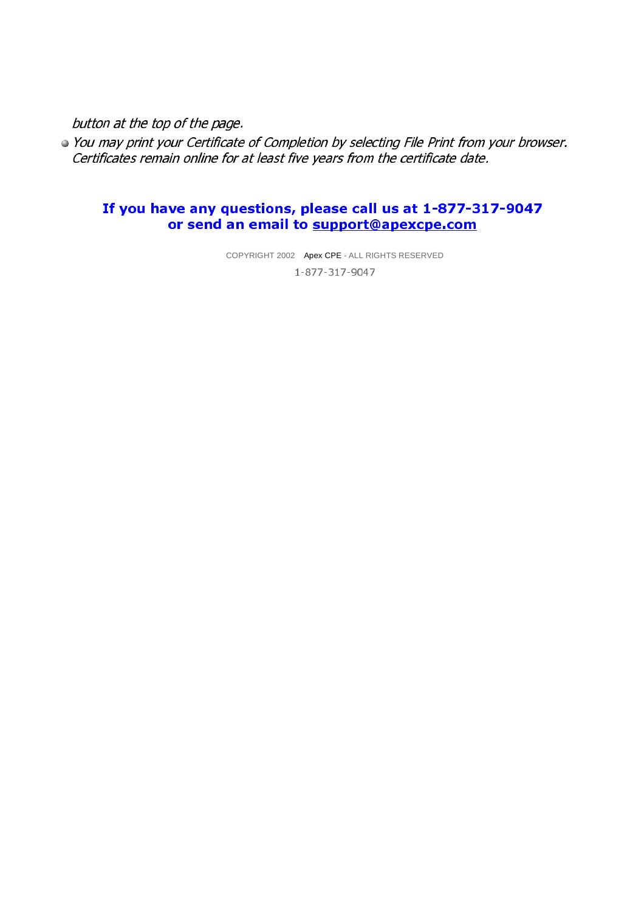*button at the top of the page.*

- *You may print your Certificate of Completion by selecting File Print from your browser. Certificates remain online for at least five years from the certificate date.*

**If you have any questions, please call us at 1-877-317-9047 or send an email to support@apexcpe.com**

COPYRIGHT 2002 Apex CPE - ALL RIGHTS RESERVED

1-877-317-9047